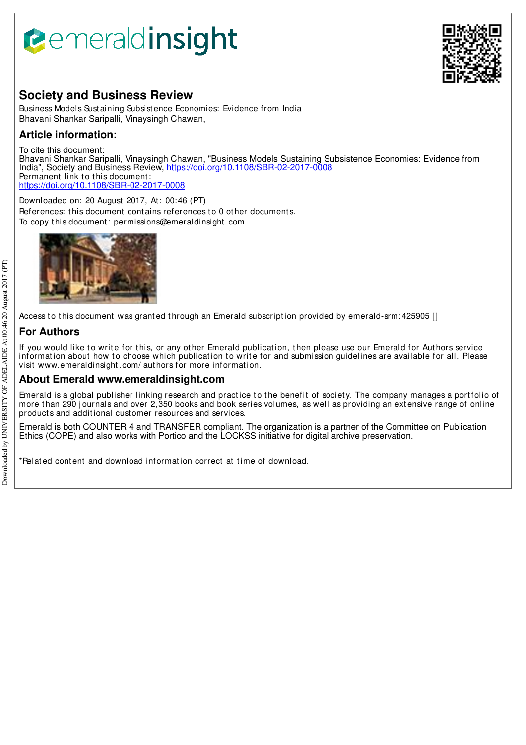# Society and Business Review

Business Models Sustaining Subsistence Economies: Evidence from India
Bhavani Shankar Saripalli, Vinaysingh Chawan,

## Article information:

To cite this document:
Bhavani Shankar Saripalli, Vinaysingh Chawan, "Business Models Sustaining Subsistence Economies: Evidence from India", Society and Business Review, https://doi.org/10.1108/SBR-02-2017-0008
Permanent link to this document:
https://doi.org/10.1108/SBR-02-2017-0008

Downloaded on: 20 August 2017, At: 00:46 (PT)
References: this document contains references to 0 other documents.
To copy this document: permissions@emeraldinsight.com

Access to this document was granted through an Emerald subscription provided by emerald-srm:425905 []

## For Authors

If you would like to write for this, or any other Emerald publication, then please use our Emerald for Authors service information about how to choose which publication to write for and submission guidelines are available for all. Please visit www.emeraldinsight.com/authors for more information.

## About Emerald www.emeraldinsight.com

Emerald is a global publisher linking research and practice to the benefit of society. The company manages a portfolio of more than 290 journals and over 2,350 books and book series volumes, as well as providing an extensive range of online products and additional customer resources and services.

Emerald is both COUNTER 4 and TRANSFER compliant. The organization is a partner of the Committee on Publication Ethics (COPE) and also works with Portico and the LOCKSS initiative for digital archive preservation.

*Related content and download information correct at time of download.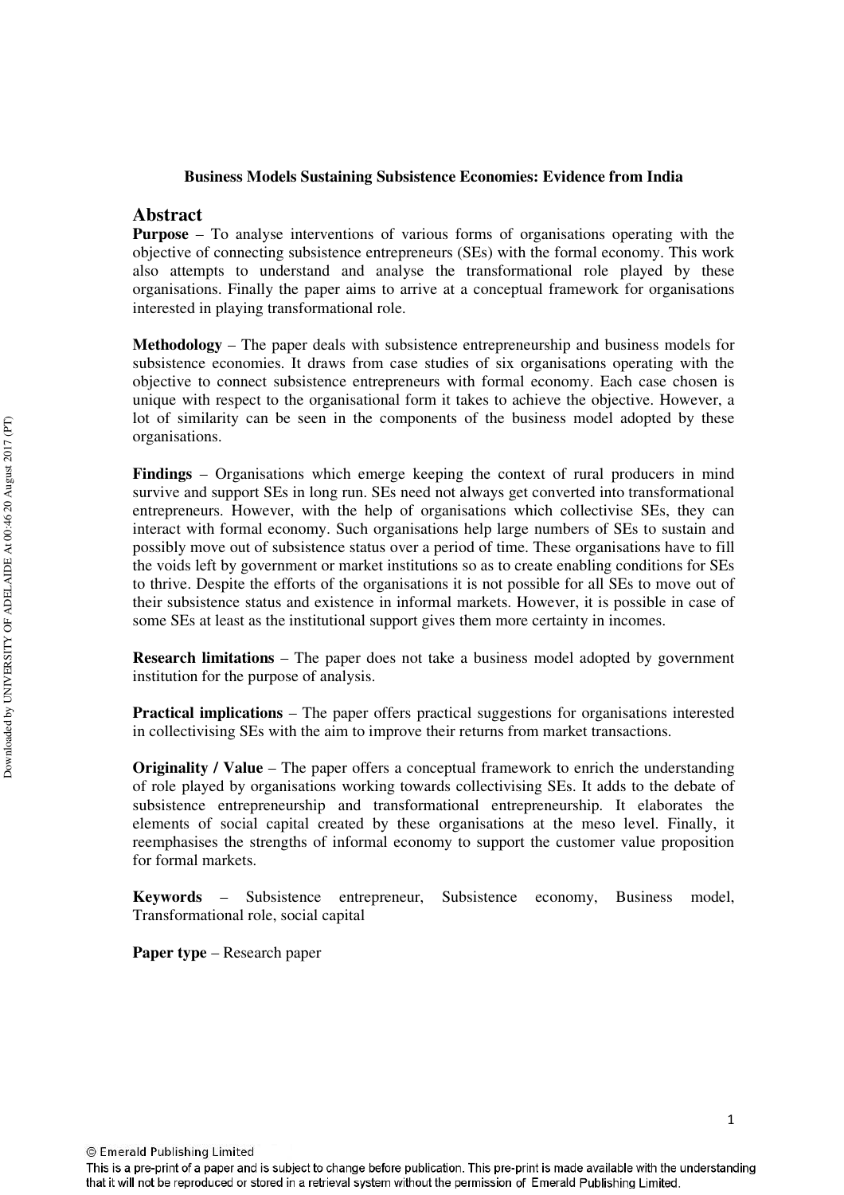**Business Models Sustaining Subsistence Economies: Evidence from India**

## Abstract

**Purpose** – To analyse interventions of various forms of organisations operating with the objective of connecting subsistence entrepreneurs (SEs) with the formal economy. This work also attempts to understand and analyse the transformational role played by these organisations. Finally the paper aims to arrive at a conceptual framework for organisations interested in playing transformational role.

**Methodology** – The paper deals with subsistence entrepreneurship and business models for subsistence economies. It draws from case studies of six organisations operating with the objective to connect subsistence entrepreneurs with formal economy. Each case chosen is unique with respect to the organisational form it takes to achieve the objective. However, a lot of similarity can be seen in the components of the business model adopted by these organisations.

**Findings** – Organisations which emerge keeping the context of rural producers in mind survive and support SEs in long run. SEs need not always get converted into transformational entrepreneurs. However, with the help of organisations which collectivise SEs, they can interact with formal economy. Such organisations help large numbers of SEs to sustain and possibly move out of subsistence status over a period of time. These organisations have to fill the voids left by government or market institutions so as to create enabling conditions for SEs to thrive. Despite the efforts of the organisations it is not possible for all SEs to move out of their subsistence status and existence in informal markets. However, it is possible in case of some SEs at least as the institutional support gives them more certainty in incomes.

**Research limitations** – The paper does not take a business model adopted by government institution for the purpose of analysis.

**Practical implications** – The paper offers practical suggestions for organisations interested in collectivising SEs with the aim to improve their returns from market transactions.

**Originality / Value** – The paper offers a conceptual framework to enrich the understanding of role played by organisations working towards collectivising SEs. It adds to the debate of subsistence entrepreneurship and transformational entrepreneurship. It elaborates the elements of social capital created by these organisations at the meso level. Finally, it reemphasises the strengths of informal economy to support the customer value proposition for formal markets.

**Keywords** – Subsistence entrepreneur, Subsistence economy, Business model, Transformational role, social capital

**Paper type** – Research paper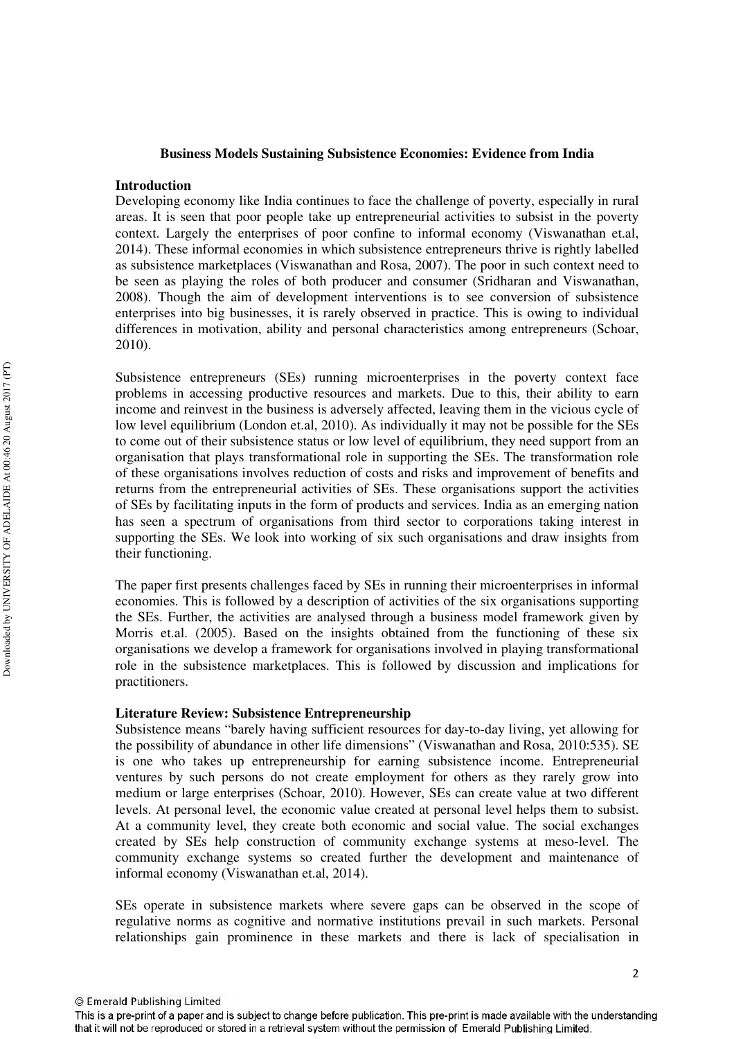**Business Models Sustaining Subsistence Economies: Evidence from India**

**Introduction**

Developing economy like India continues to face the challenge of poverty, especially in rural areas. It is seen that poor people take up entrepreneurial activities to subsist in the poverty context. Largely the enterprises of poor confine to informal economy (Viswanathan et.al, 2014). These informal economies in which subsistence entrepreneurs thrive is rightly labelled as subsistence marketplaces (Viswanathan and Rosa, 2007). The poor in such context need to be seen as playing the roles of both producer and consumer (Sridharan and Viswanathan, 2008). Though the aim of development interventions is to see conversion of subsistence enterprises into big businesses, it is rarely observed in practice. This is owing to individual differences in motivation, ability and personal characteristics among entrepreneurs (Schoar, 2010).

Subsistence entrepreneurs (SEs) running microenterprises in the poverty context face problems in accessing productive resources and markets. Due to this, their ability to earn income and reinvest in the business is adversely affected, leaving them in the vicious cycle of low level equilibrium (London et.al, 2010). As individually it may not be possible for the SEs to come out of their subsistence status or low level of equilibrium, they need support from an organisation that plays transformational role in supporting the SEs. The transformation role of these organisations involves reduction of costs and risks and improvement of benefits and returns from the entrepreneurial activities of SEs. These organisations support the activities of SEs by facilitating inputs in the form of products and services. India as an emerging nation has seen a spectrum of organisations from third sector to corporations taking interest in supporting the SEs. We look into working of six such organisations and draw insights from their functioning.

The paper first presents challenges faced by SEs in running their microenterprises in informal economies. This is followed by a description of activities of the six organisations supporting the SEs. Further, the activities are analysed through a business model framework given by Morris et.al. (2005). Based on the insights obtained from the functioning of these six organisations we develop a framework for organisations involved in playing transformational role in the subsistence marketplaces. This is followed by discussion and implications for practitioners.

**Literature Review: Subsistence Entrepreneurship**

Subsistence means "barely having sufficient resources for day-to-day living, yet allowing for the possibility of abundance in other life dimensions" (Viswanathan and Rosa, 2010:535). SE is one who takes up entrepreneurship for earning subsistence income. Entrepreneurial ventures by such persons do not create employment for others as they rarely grow into medium or large enterprises (Schoar, 2010). However, SEs can create value at two different levels. At personal level, the economic value created at personal level helps them to subsist. At a community level, they create both economic and social value. The social exchanges created by SEs help construction of community exchange systems at meso-level. The community exchange systems so created further the development and maintenance of informal economy (Viswanathan et.al, 2014).

SEs operate in subsistence markets where severe gaps can be observed in the scope of regulative norms as cognitive and normative institutions prevail in such markets. Personal relationships gain prominence in these markets and there is lack of specialisation in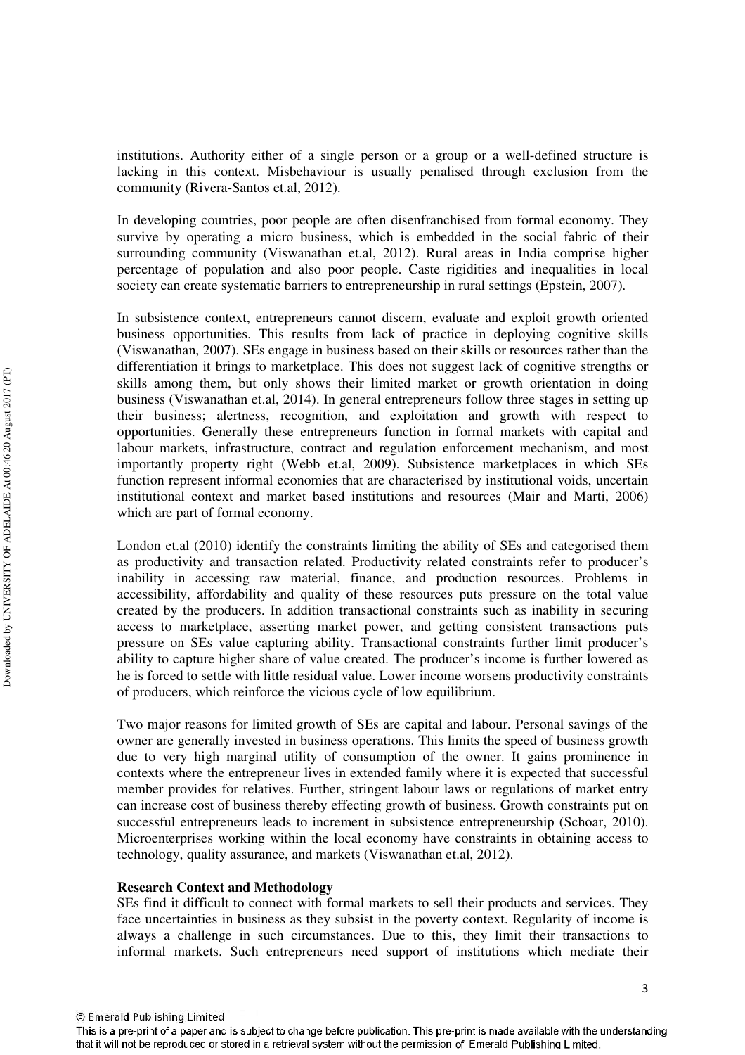institutions. Authority either of a single person or a group or a well-defined structure is lacking in this context. Misbehaviour is usually penalised through exclusion from the community (Rivera-Santos et.al, 2012).

In developing countries, poor people are often disenfranchised from formal economy. They survive by operating a micro business, which is embedded in the social fabric of their surrounding community (Viswanathan et.al, 2012). Rural areas in India comprise higher percentage of population and also poor people. Caste rigidities and inequalities in local society can create systematic barriers to entrepreneurship in rural settings (Epstein, 2007).

In subsistence context, entrepreneurs cannot discern, evaluate and exploit growth oriented business opportunities. This results from lack of practice in deploying cognitive skills (Viswanathan, 2007). SEs engage in business based on their skills or resources rather than the differentiation it brings to marketplace. This does not suggest lack of cognitive strengths or skills among them, but only shows their limited market or growth orientation in doing business (Viswanathan et.al, 2014). In general entrepreneurs follow three stages in setting up their business; alertness, recognition, and exploitation and growth with respect to opportunities. Generally these entrepreneurs function in formal markets with capital and labour markets, infrastructure, contract and regulation enforcement mechanism, and most importantly property right (Webb et.al, 2009). Subsistence marketplaces in which SEs function represent informal economies that are characterised by institutional voids, uncertain institutional context and market based institutions and resources (Mair and Marti, 2006) which are part of formal economy.

London et.al (2010) identify the constraints limiting the ability of SEs and categorised them as productivity and transaction related. Productivity related constraints refer to producer's inability in accessing raw material, finance, and production resources. Problems in accessibility, affordability and quality of these resources puts pressure on the total value created by the producers. In addition transactional constraints such as inability in securing access to marketplace, asserting market power, and getting consistent transactions puts pressure on SEs value capturing ability. Transactional constraints further limit producer's ability to capture higher share of value created. The producer's income is further lowered as he is forced to settle with little residual value. Lower income worsens productivity constraints of producers, which reinforce the vicious cycle of low equilibrium.

Two major reasons for limited growth of SEs are capital and labour. Personal savings of the owner are generally invested in business operations. This limits the speed of business growth due to very high marginal utility of consumption of the owner. It gains prominence in contexts where the entrepreneur lives in extended family where it is expected that successful member provides for relatives. Further, stringent labour laws or regulations of market entry can increase cost of business thereby effecting growth of business. Growth constraints put on successful entrepreneurs leads to increment in subsistence entrepreneurship (Schoar, 2010). Microenterprises working within the local economy have constraints in obtaining access to technology, quality assurance, and markets (Viswanathan et.al, 2012).

**Research Context and Methodology**

SEs find it difficult to connect with formal markets to sell their products and services. They face uncertainties in business as they subsist in the poverty context. Regularity of income is always a challenge in such circumstances. Due to this, they limit their transactions to informal markets. Such entrepreneurs need support of institutions which mediate their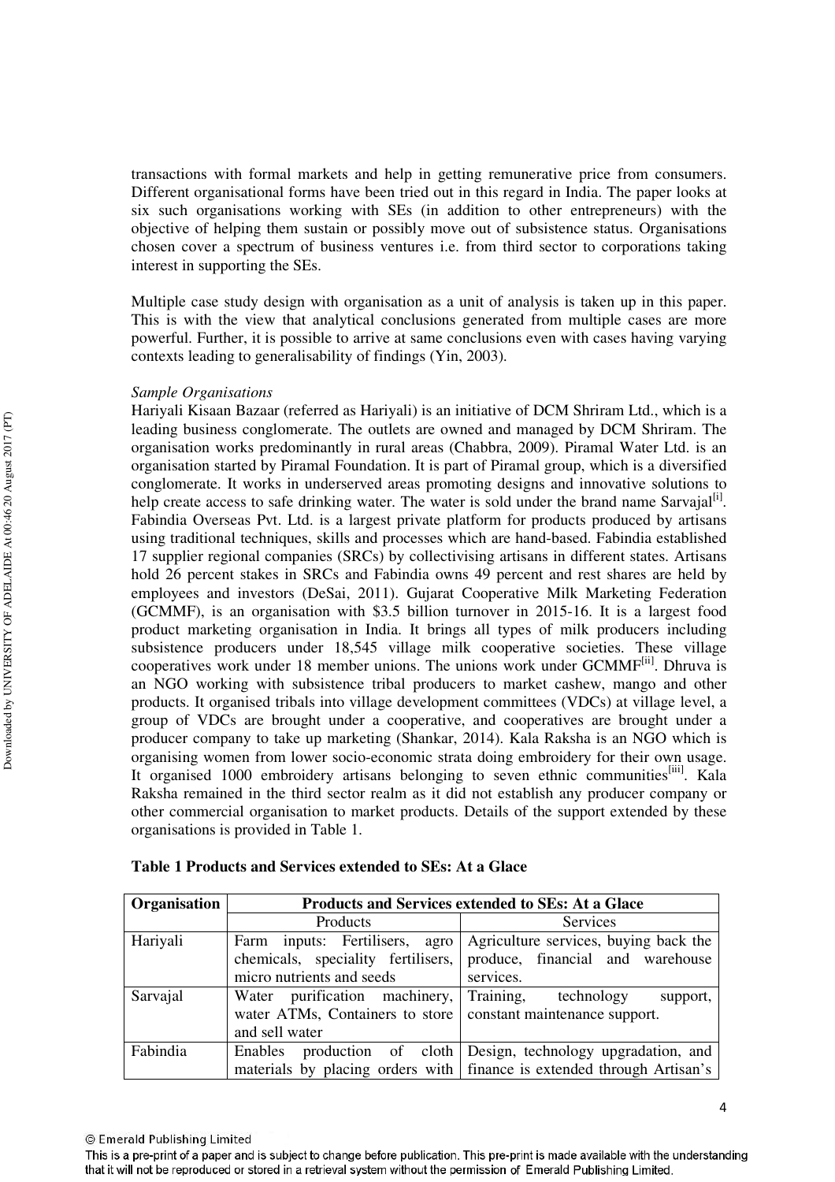transactions with formal markets and help in getting remunerative price from consumers. Different organisational forms have been tried out in this regard in India. The paper looks at six such organisations working with SEs (in addition to other entrepreneurs) with the objective of helping them sustain or possibly move out of subsistence status. Organisations chosen cover a spectrum of business ventures i.e. from third sector to corporations taking interest in supporting the SEs.

Multiple case study design with organisation as a unit of analysis is taken up in this paper. This is with the view that analytical conclusions generated from multiple cases are more powerful. Further, it is possible to arrive at same conclusions even with cases having varying contexts leading to generalisability of findings (Yin, 2003).

*Sample Organisations*

Hariyali Kisaan Bazaar (referred as Hariyali) is an initiative of DCM Shriram Ltd., which is a leading business conglomerate. The outlets are owned and managed by DCM Shriram. The organisation works predominantly in rural areas (Chabbra, 2009). Piramal Water Ltd. is an organisation started by Piramal Foundation. It is part of Piramal group, which is a diversified conglomerate. It works in underserved areas promoting designs and innovative solutions to help create access to safe drinking water. The water is sold under the brand name Sarvajal[i]. Fabindia Overseas Pvt. Ltd. is a largest private platform for products produced by artisans using traditional techniques, skills and processes which are hand-based. Fabindia established 17 supplier regional companies (SRCs) by collectivising artisans in different states. Artisans hold 26 percent stakes in SRCs and Fabindia owns 49 percent and rest shares are held by employees and investors (DeSai, 2011). Gujarat Cooperative Milk Marketing Federation (GCMMF), is an organisation with \$3.5 billion turnover in 2015-16. It is a largest food product marketing organisation in India. It brings all types of milk producers including subsistence producers under 18,545 village milk cooperative societies. These village cooperatives work under 18 member unions. The unions work under GCMMF[ii]. Dhruva is an NGO working with subsistence tribal producers to market cashew, mango and other products. It organised tribals into village development committees (VDCs) at village level, a group of VDCs are brought under a cooperative, and cooperatives are brought under a producer company to take up marketing (Shankar, 2014). Kala Raksha is an NGO which is organising women from lower socio-economic strata doing embroidery for their own usage. It organised 1000 embroidery artisans belonging to seven ethnic communities[iii]. Kala Raksha remained in the third sector realm as it did not establish any producer company or other commercial organisation to market products. Details of the support extended by these organisations is provided in Table 1.

**Table 1 Products and Services extended to SEs: At a Glace**

| Organisation | Products and Services extended to SEs: At a Glace | |
|---|---|---|
| | Products | Services |
| Hariyali | Farm inputs: Fertilisers, agro chemicals, speciality fertilisers, micro nutrients and seeds | Agriculture services, buying back the produce, financial and warehouse services. |
| Sarvajal | Water purification machinery, water ATMs, Containers to store and sell water | Training, technology support, constant maintenance support. |
| Fabindia | Enables production of cloth materials by placing orders with | Design, technology upgradation, and finance is extended through Artisan's |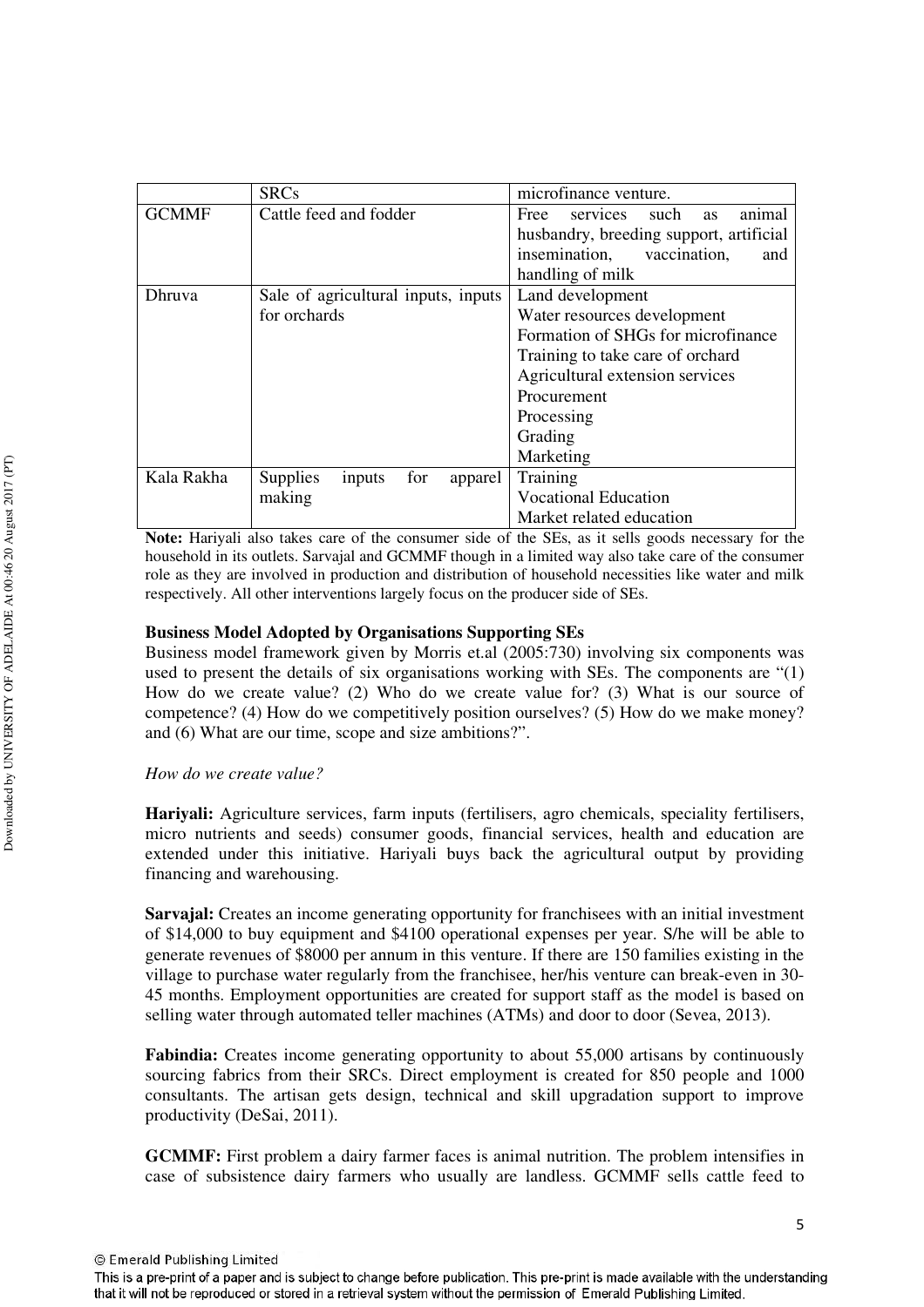| | SRCs | microfinance venture. |
|---|---|---|
| GCMMF | Cattle feed and fodder | Free services such as animal husbandry, breeding support, artificial insemination, vaccination, and handling of milk |
| Dhruva | Sale of agricultural inputs, inputs for orchards | Land development<br>Water resources development<br>Formation of SHGs for microfinance<br>Training to take care of orchard<br>Agricultural extension services<br>Procurement<br>Processing<br>Grading<br>Marketing |
| Kala Rakha | Supplies inputs for apparel making | Training<br>Vocational Education<br>Market related education |

**Note:** Hariyali also takes care of the consumer side of the SEs, as it sells goods necessary for the household in its outlets. Sarvajal and GCMMF though in a limited way also take care of the consumer role as they are involved in production and distribution of household necessities like water and milk respectively. All other interventions largely focus on the producer side of SEs.

**Business Model Adopted by Organisations Supporting SEs**

Business model framework given by Morris et.al (2005:730) involving six components was used to present the details of six organisations working with SEs. The components are "(1) How do we create value? (2) Who do we create value for? (3) What is our source of competence? (4) How do we competitively position ourselves? (5) How do we make money? and (6) What are our time, scope and size ambitions?".

*How do we create value?*

**Hariyali:** Agriculture services, farm inputs (fertilisers, agro chemicals, speciality fertilisers, micro nutrients and seeds) consumer goods, financial services, health and education are extended under this initiative. Hariyali buys back the agricultural output by providing financing and warehousing.

**Sarvajal:** Creates an income generating opportunity for franchisees with an initial investment of $14,000 to buy equipment and $4100 operational expenses per year. S/he will be able to generate revenues of $8000 per annum in this venture. If there are 150 families existing in the village to purchase water regularly from the franchisee, her/his venture can break-even in 30-45 months. Employment opportunities are created for support staff as the model is based on selling water through automated teller machines (ATMs) and door to door (Sevea, 2013).

**Fabindia:** Creates income generating opportunity to about 55,000 artisans by continuously sourcing fabrics from their SRCs. Direct employment is created for 850 people and 1000 consultants. The artisan gets design, technical and skill upgradation support to improve productivity (DeSai, 2011).

**GCMMF:** First problem a dairy farmer faces is animal nutrition. The problem intensifies in case of subsistence dairy farmers who usually are landless. GCMMF sells cattle feed to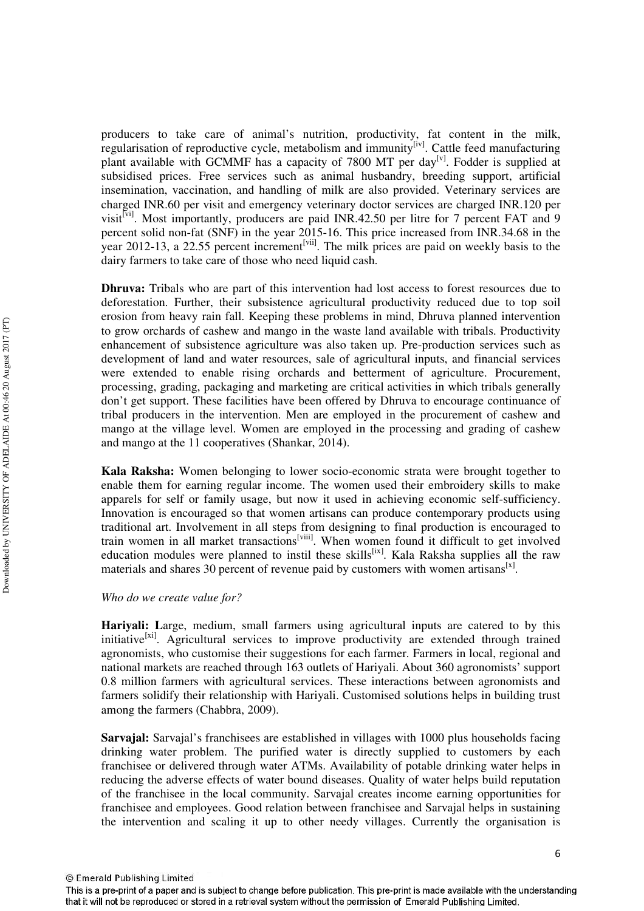producers to take care of animal's nutrition, productivity, fat content in the milk, regularisation of reproductive cycle, metabolism and immunity[iv]. Cattle feed manufacturing plant available with GCMMF has a capacity of 7800 MT per day[v]. Fodder is supplied at subsidised prices. Free services such as animal husbandry, breeding support, artificial insemination, vaccination, and handling of milk are also provided. Veterinary services are charged INR.60 per visit and emergency veterinary doctor services are charged INR.120 per visit[vi]. Most importantly, producers are paid INR.42.50 per litre for 7 percent FAT and 9 percent solid non-fat (SNF) in the year 2015-16. This price increased from INR.34.68 in the year 2012-13, a 22.55 percent increment[vii]. The milk prices are paid on weekly basis to the dairy farmers to take care of those who need liquid cash.

**Dhruva:** Tribals who are part of this intervention had lost access to forest resources due to deforestation. Further, their subsistence agricultural productivity reduced due to top soil erosion from heavy rain fall. Keeping these problems in mind, Dhruva planned intervention to grow orchards of cashew and mango in the waste land available with tribals. Productivity enhancement of subsistence agriculture was also taken up. Pre-production services such as development of land and water resources, sale of agricultural inputs, and financial services were extended to enable rising orchards and betterment of agriculture. Procurement, processing, grading, packaging and marketing are critical activities in which tribals generally don't get support. These facilities have been offered by Dhruva to encourage continuance of tribal producers in the intervention. Men are employed in the procurement of cashew and mango at the village level. Women are employed in the processing and grading of cashew and mango at the 11 cooperatives (Shankar, 2014).

**Kala Raksha:** Women belonging to lower socio-economic strata were brought together to enable them for earning regular income. The women used their embroidery skills to make apparels for self or family usage, but now it used in achieving economic self-sufficiency. Innovation is encouraged so that women artisans can produce contemporary products using traditional art. Involvement in all steps from designing to final production is encouraged to train women in all market transactions[viii]. When women found it difficult to get involved education modules were planned to instil these skills[ix]. Kala Raksha supplies all the raw materials and shares 30 percent of revenue paid by customers with women artisans[x].

*Who do we create value for?*

**Hariyali:** Large, medium, small farmers using agricultural inputs are catered to by this initiative[xi]. Agricultural services to improve productivity are extended through trained agronomists, who customise their suggestions for each farmer. Farmers in local, regional and national markets are reached through 163 outlets of Hariyali. About 360 agronomists' support 0.8 million farmers with agricultural services. These interactions between agronomists and farmers solidify their relationship with Hariyali. Customised solutions helps in building trust among the farmers (Chabbra, 2009).

**Sarvajal:** Sarvajal's franchisees are established in villages with 1000 plus households facing drinking water problem. The purified water is directly supplied to customers by each franchisee or delivered through water ATMs. Availability of potable drinking water helps in reducing the adverse effects of water bound diseases. Quality of water helps build reputation of the franchisee in the local community. Sarvajal creates income earning opportunities for franchisee and employees. Good relation between franchisee and Sarvajal helps in sustaining the intervention and scaling it up to other needy villages. Currently the organisation is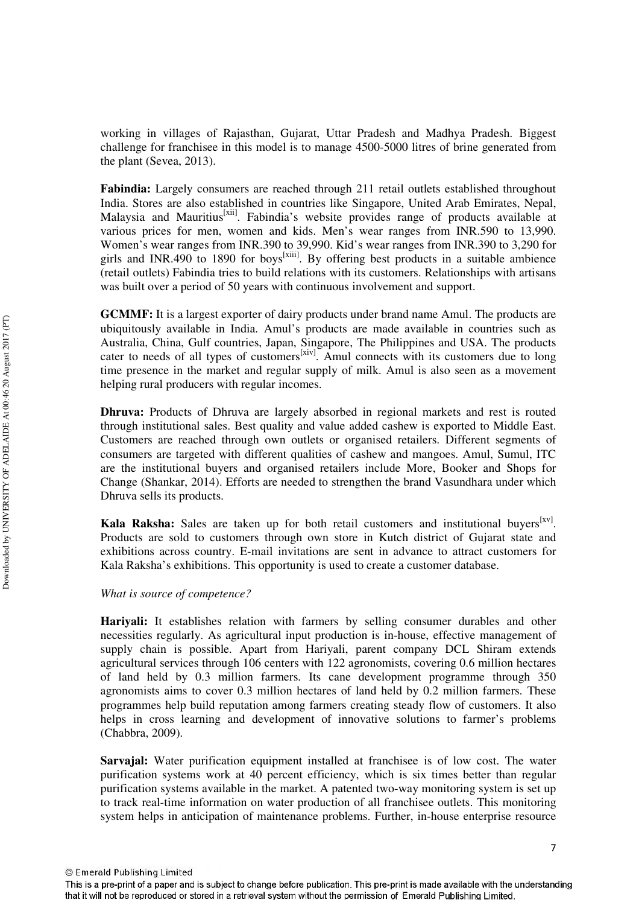working in villages of Rajasthan, Gujarat, Uttar Pradesh and Madhya Pradesh. Biggest challenge for franchisee in this model is to manage 4500-5000 litres of brine generated from the plant (Sevea, 2013).

**Fabindia:** Largely consumers are reached through 211 retail outlets established throughout India. Stores are also established in countries like Singapore, United Arab Emirates, Nepal, Malaysia and Mauritius[xii]. Fabindia's website provides range of products available at various prices for men, women and kids. Men's wear ranges from INR.590 to 13,990. Women's wear ranges from INR.390 to 39,990. Kid's wear ranges from INR.390 to 3,290 for girls and INR.490 to 1890 for boys[xiii]. By offering best products in a suitable ambience (retail outlets) Fabindia tries to build relations with its customers. Relationships with artisans was built over a period of 50 years with continuous involvement and support.

**GCMMF:** It is a largest exporter of dairy products under brand name Amul. The products are ubiquitously available in India. Amul's products are made available in countries such as Australia, China, Gulf countries, Japan, Singapore, The Philippines and USA. The products cater to needs of all types of customers[xiv]. Amul connects with its customers due to long time presence in the market and regular supply of milk. Amul is also seen as a movement helping rural producers with regular incomes.

**Dhruva:** Products of Dhruva are largely absorbed in regional markets and rest is routed through institutional sales. Best quality and value added cashew is exported to Middle East. Customers are reached through own outlets or organised retailers. Different segments of consumers are targeted with different qualities of cashew and mangoes. Amul, Sumul, ITC are the institutional buyers and organised retailers include More, Booker and Shops for Change (Shankar, 2014). Efforts are needed to strengthen the brand Vasundhara under which Dhruva sells its products.

**Kala Raksha:** Sales are taken up for both retail customers and institutional buyers[xv]. Products are sold to customers through own store in Kutch district of Gujarat state and exhibitions across country. E-mail invitations are sent in advance to attract customers for Kala Raksha's exhibitions. This opportunity is used to create a customer database.

*What is source of competence?*

**Hariyali:** It establishes relation with farmers by selling consumer durables and other necessities regularly. As agricultural input production is in-house, effective management of supply chain is possible. Apart from Hariyali, parent company DCL Shiram extends agricultural services through 106 centers with 122 agronomists, covering 0.6 million hectares of land held by 0.3 million farmers. Its cane development programme through 350 agronomists aims to cover 0.3 million hectares of land held by 0.2 million farmers. These programmes help build reputation among farmers creating steady flow of customers. It also helps in cross learning and development of innovative solutions to farmer's problems (Chabbra, 2009).

**Sarvajal:** Water purification equipment installed at franchisee is of low cost. The water purification systems work at 40 percent efficiency, which is six times better than regular purification systems available in the market. A patented two-way monitoring system is set up to track real-time information on water production of all franchisee outlets. This monitoring system helps in anticipation of maintenance problems. Further, in-house enterprise resource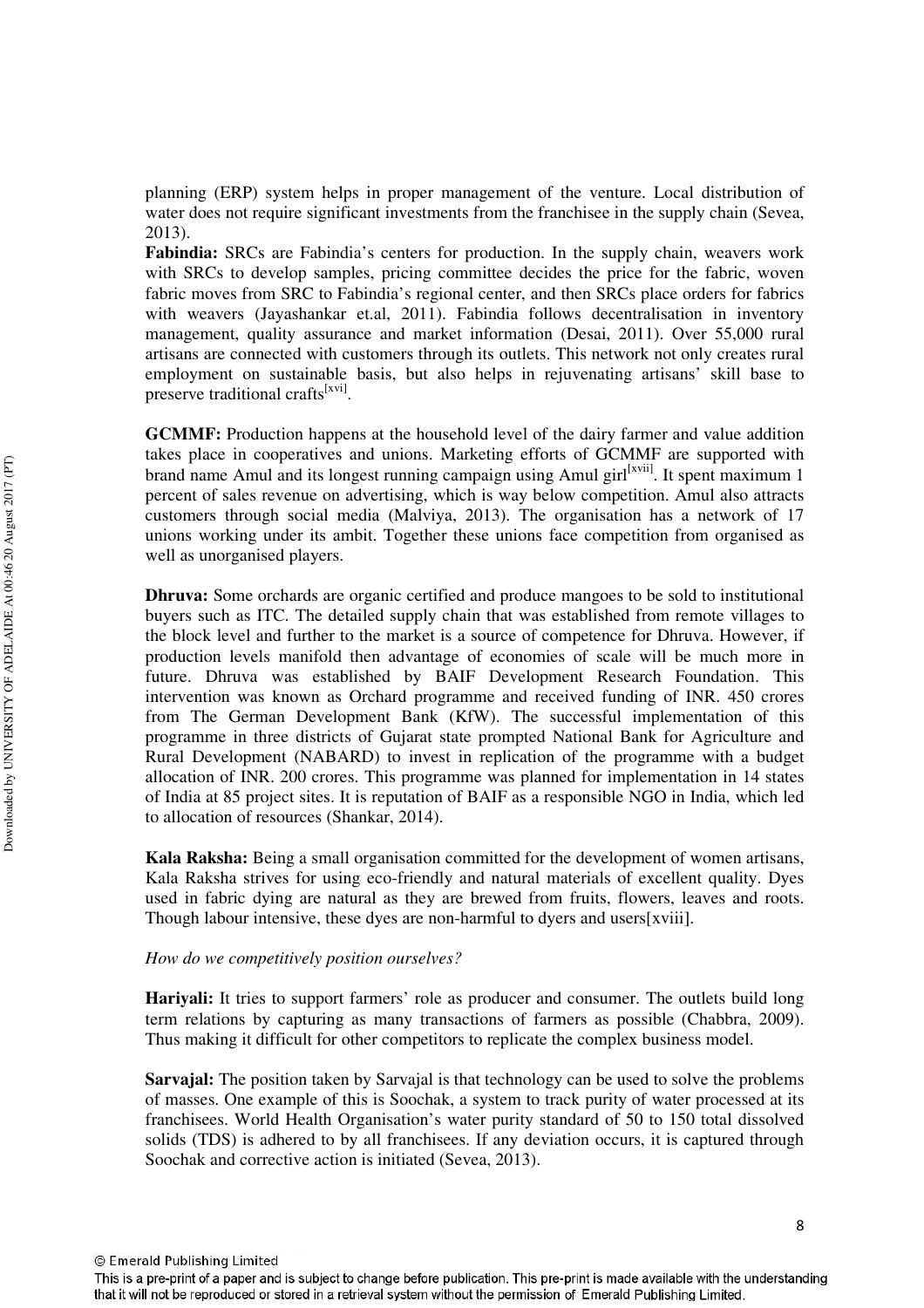planning (ERP) system helps in proper management of the venture. Local distribution of water does not require significant investments from the franchisee in the supply chain (Sevea, 2013).

**Fabindia:** SRCs are Fabindia's centers for production. In the supply chain, weavers work with SRCs to develop samples, pricing committee decides the price for the fabric, woven fabric moves from SRC to Fabindia's regional center, and then SRCs place orders for fabrics with weavers (Jayashankar et.al, 2011). Fabindia follows decentralisation in inventory management, quality assurance and market information (Desai, 2011). Over 55,000 rural artisans are connected with customers through its outlets. This network not only creates rural employment on sustainable basis, but also helps in rejuvenating artisans' skill base to preserve traditional crafts[xvi].

**GCMMF:** Production happens at the household level of the dairy farmer and value addition takes place in cooperatives and unions. Marketing efforts of GCMMF are supported with brand name Amul and its longest running campaign using Amul girl[xvii]. It spent maximum 1 percent of sales revenue on advertising, which is way below competition. Amul also attracts customers through social media (Malviya, 2013). The organisation has a network of 17 unions working under its ambit. Together these unions face competition from organised as well as unorganised players.

**Dhruva:** Some orchards are organic certified and produce mangoes to be sold to institutional buyers such as ITC. The detailed supply chain that was established from remote villages to the block level and further to the market is a source of competence for Dhruva. However, if production levels manifold then advantage of economies of scale will be much more in future. Dhruva was established by BAIF Development Research Foundation. This intervention was known as Orchard programme and received funding of INR. 450 crores from The German Development Bank (KfW). The successful implementation of this programme in three districts of Gujarat state prompted National Bank for Agriculture and Rural Development (NABARD) to invest in replication of the programme with a budget allocation of INR. 200 crores. This programme was planned for implementation in 14 states of India at 85 project sites. It is reputation of BAIF as a responsible NGO in India, which led to allocation of resources (Shankar, 2014).

**Kala Raksha:** Being a small organisation committed for the development of women artisans, Kala Raksha strives for using eco-friendly and natural materials of excellent quality. Dyes used in fabric dying are natural as they are brewed from fruits, flowers, leaves and roots. Though labour intensive, these dyes are non-harmful to dyers and users[xviii].

*How do we competitively position ourselves?*

**Hariyali:** It tries to support farmers' role as producer and consumer. The outlets build long term relations by capturing as many transactions of farmers as possible (Chabbra, 2009). Thus making it difficult for other competitors to replicate the complex business model.

**Sarvajal:** The position taken by Sarvajal is that technology can be used to solve the problems of masses. One example of this is Soochak, a system to track purity of water processed at its franchisees. World Health Organisation's water purity standard of 50 to 150 total dissolved solids (TDS) is adhered to by all franchisees. If any deviation occurs, it is captured through Soochak and corrective action is initiated (Sevea, 2013).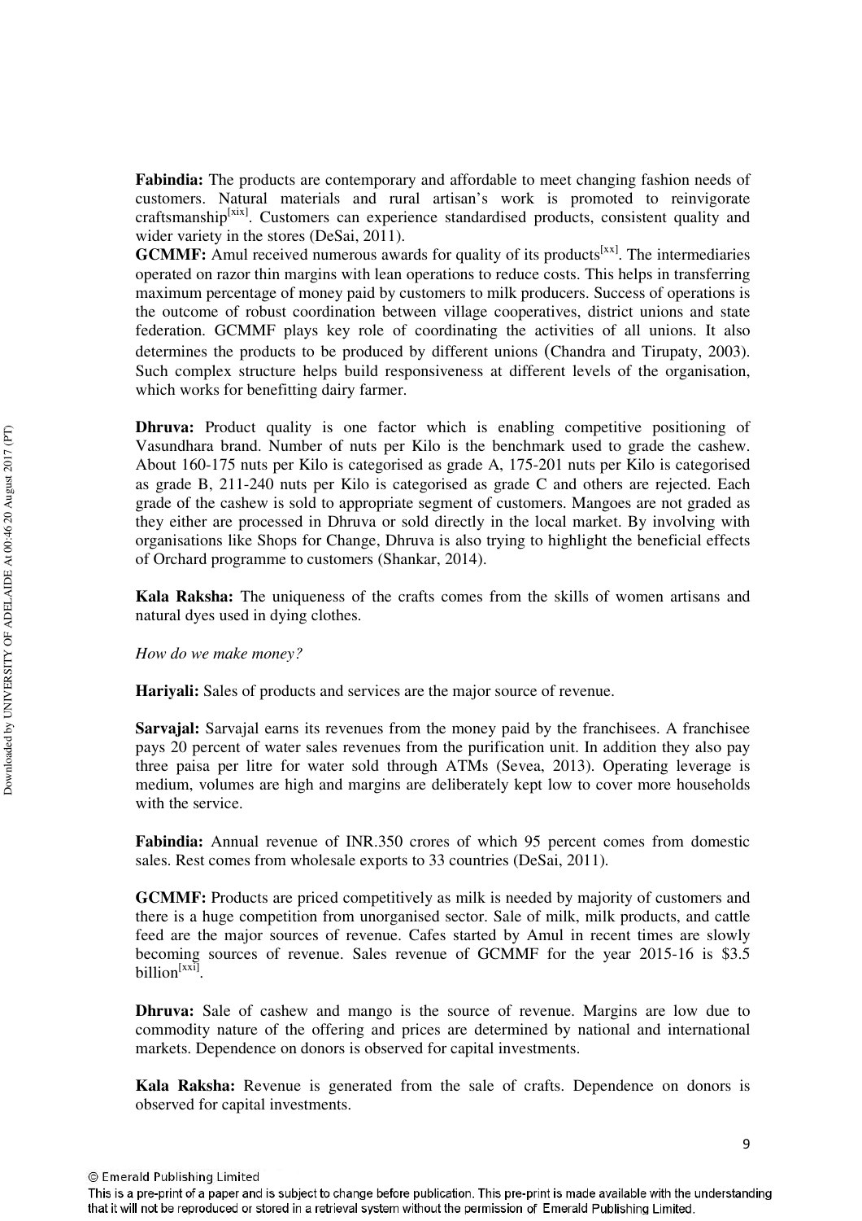**Fabindia:** The products are contemporary and affordable to meet changing fashion needs of customers. Natural materials and rural artisan's work is promoted to reinvigorate craftsmanship[xix]. Customers can experience standardised products, consistent quality and wider variety in the stores (DeSai, 2011).

**GCMMF:** Amul received numerous awards for quality of its products[xx]. The intermediaries operated on razor thin margins with lean operations to reduce costs. This helps in transferring maximum percentage of money paid by customers to milk producers. Success of operations is the outcome of robust coordination between village cooperatives, district unions and state federation. GCMMF plays key role of coordinating the activities of all unions. It also determines the products to be produced by different unions (Chandra and Tirupaty, 2003). Such complex structure helps build responsiveness at different levels of the organisation, which works for benefitting dairy farmer.

**Dhruva:** Product quality is one factor which is enabling competitive positioning of Vasundhara brand. Number of nuts per Kilo is the benchmark used to grade the cashew. About 160-175 nuts per Kilo is categorised as grade A, 175-201 nuts per Kilo is categorised as grade B, 211-240 nuts per Kilo is categorised as grade C and others are rejected. Each grade of the cashew is sold to appropriate segment of customers. Mangoes are not graded as they either are processed in Dhruva or sold directly in the local market. By involving with organisations like Shops for Change, Dhruva is also trying to highlight the beneficial effects of Orchard programme to customers (Shankar, 2014).

**Kala Raksha:** The uniqueness of the crafts comes from the skills of women artisans and natural dyes used in dying clothes.

*How do we make money?*

**Hariyali:** Sales of products and services are the major source of revenue.

**Sarvajal:** Sarvajal earns its revenues from the money paid by the franchisees. A franchisee pays 20 percent of water sales revenues from the purification unit. In addition they also pay three paisa per litre for water sold through ATMs (Sevea, 2013). Operating leverage is medium, volumes are high and margins are deliberately kept low to cover more households with the service.

**Fabindia:** Annual revenue of INR.350 crores of which 95 percent comes from domestic sales. Rest comes from wholesale exports to 33 countries (DeSai, 2011).

**GCMMF:** Products are priced competitively as milk is needed by majority of customers and there is a huge competition from unorganised sector. Sale of milk, milk products, and cattle feed are the major sources of revenue. Cafes started by Amul in recent times are slowly becoming sources of revenue. Sales revenue of GCMMF for the year 2015-16 is $3.5 billion[xxi].

**Dhruva:** Sale of cashew and mango is the source of revenue. Margins are low due to commodity nature of the offering and prices are determined by national and international markets. Dependence on donors is observed for capital investments.

**Kala Raksha:** Revenue is generated from the sale of crafts. Dependence on donors is observed for capital investments.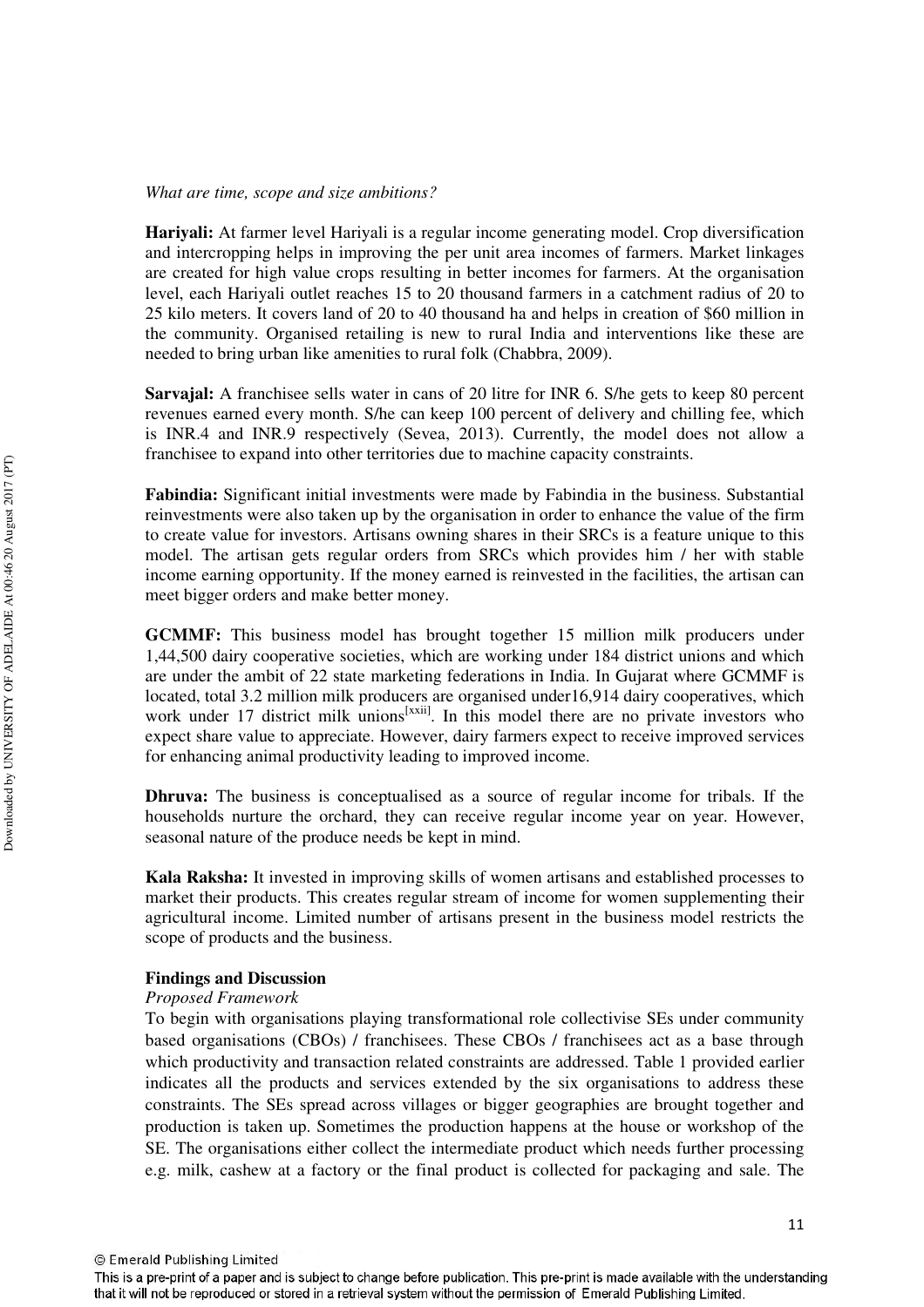*What are time, scope and size ambitions?*

**Hariyali:** At farmer level Hariyali is a regular income generating model. Crop diversification and intercropping helps in improving the per unit area incomes of farmers. Market linkages are created for high value crops resulting in better incomes for farmers. At the organisation level, each Hariyali outlet reaches 15 to 20 thousand farmers in a catchment radius of 20 to 25 kilo meters. It covers land of 20 to 40 thousand ha and helps in creation of $60 million in the community. Organised retailing is new to rural India and interventions like these are needed to bring urban like amenities to rural folk (Chabbra, 2009).

**Sarvajal:** A franchisee sells water in cans of 20 litre for INR 6. S/he gets to keep 80 percent revenues earned every month. S/he can keep 100 percent of delivery and chilling fee, which is INR.4 and INR.9 respectively (Sevea, 2013). Currently, the model does not allow a franchisee to expand into other territories due to machine capacity constraints.

**Fabindia:** Significant initial investments were made by Fabindia in the business. Substantial reinvestments were also taken up by the organisation in order to enhance the value of the firm to create value for investors. Artisans owning shares in their SRCs is a feature unique to this model. The artisan gets regular orders from SRCs which provides him / her with stable income earning opportunity. If the money earned is reinvested in the facilities, the artisan can meet bigger orders and make better money.

**GCMMF:** This business model has brought together 15 million milk producers under 1,44,500 dairy cooperative societies, which are working under 184 district unions and which are under the ambit of 22 state marketing federations in India. In Gujarat where GCMMF is located, total 3.2 million milk producers are organised under16,914 dairy cooperatives, which work under 17 district milk unions[xxii]. In this model there are no private investors who expect share value to appreciate. However, dairy farmers expect to receive improved services for enhancing animal productivity leading to improved income.

**Dhruva:** The business is conceptualised as a source of regular income for tribals. If the households nurture the orchard, they can receive regular income year on year. However, seasonal nature of the produce needs be kept in mind.

**Kala Raksha:** It invested in improving skills of women artisans and established processes to market their products. This creates regular stream of income for women supplementing their agricultural income. Limited number of artisans present in the business model restricts the scope of products and the business.

## Findings and Discussion

*Proposed Framework*

To begin with organisations playing transformational role collectivise SEs under community based organisations (CBOs) / franchisees. These CBOs / franchisees act as a base through which productivity and transaction related constraints are addressed. Table 1 provided earlier indicates all the products and services extended by the six organisations to address these constraints. The SEs spread across villages or bigger geographies are brought together and production is taken up. Sometimes the production happens at the house or workshop of the SE. The organisations either collect the intermediate product which needs further processing e.g. milk, cashew at a factory or the final product is collected for packaging and sale. The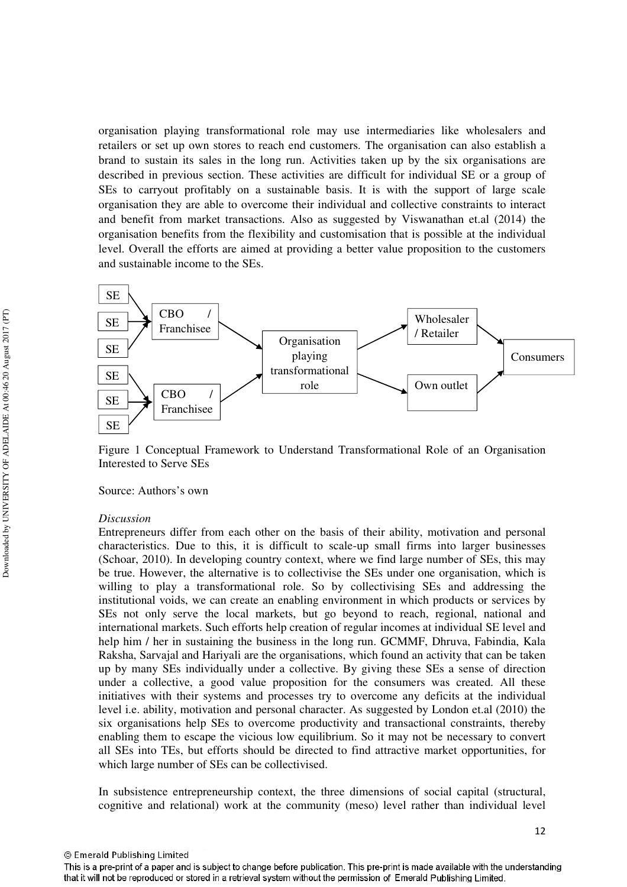organisation playing transformational role may use intermediaries like wholesalers and retailers or set up own stores to reach end customers. The organisation can also establish a brand to sustain its sales in the long run. Activities taken up by the six organisations are described in previous section. These activities are difficult for individual SE or a group of SEs to carryout profitably on a sustainable basis. It is with the support of large scale organisation they are able to overcome their individual and collective constraints to interact and benefit from market transactions. Also as suggested by Viswanathan et.al (2014) the organisation benefits from the flexibility and customisation that is possible at the individual level. Overall the efforts are aimed at providing a better value proposition to the customers and sustainable income to the SEs.

SE → CBO / Franchisee; SE → CBO / Franchisee; SE → CBO / Franchisee; SE → CBO / Franchisee; SE → CBO / Franchisee; SE → CBO / Franchisee

CBO / Franchisee → Organisation playing transformational role

Organisation playing transformational role → Wholesaler / Retailer → Consumers

Organisation playing transformational role → Own outlet → Consumers

Figure 1 Conceptual Framework to Understand Transformational Role of an Organisation Interested to Serve SEs

Source: Authors's own

*Discussion*

Entrepreneurs differ from each other on the basis of their ability, motivation and personal characteristics. Due to this, it is difficult to scale-up small firms into larger businesses (Schoar, 2010). In developing country context, where we find large number of SEs, this may be true. However, the alternative is to collectivise the SEs under one organisation, which is willing to play a transformational role. So by collectivising SEs and addressing the institutional voids, we can create an enabling environment in which products or services by SEs not only serve the local markets, but go beyond to reach, regional, national and international markets. Such efforts help creation of regular incomes at individual SE level and help him / her in sustaining the business in the long run. GCMMF, Dhruva, Fabindia, Kala Raksha, Sarvajal and Hariyali are the organisations, which found an activity that can be taken up by many SEs individually under a collective. By giving these SEs a sense of direction under a collective, a good value proposition for the consumers was created. All these initiatives with their systems and processes try to overcome any deficits at the individual level i.e. ability, motivation and personal character. As suggested by London et.al (2010) the six organisations help SEs to overcome productivity and transactional constraints, thereby enabling them to escape the vicious low equilibrium. So it may not be necessary to convert all SEs into TEs, but efforts should be directed to find attractive market opportunities, for which large number of SEs can be collectivised.

In subsistence entrepreneurship context, the three dimensions of social capital (structural, cognitive and relational) work at the community (meso) level rather than individual level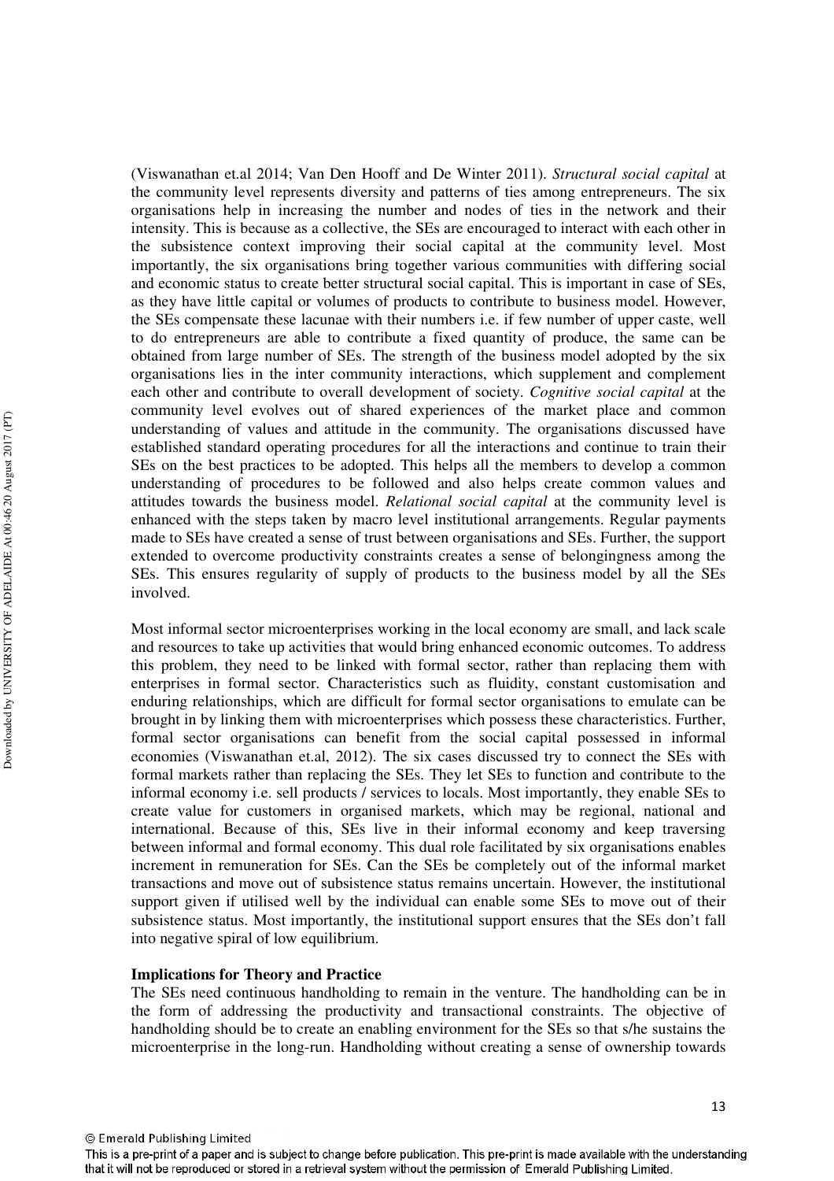(Viswanathan et.al 2014; Van Den Hooff and De Winter 2011). *Structural social capital* at the community level represents diversity and patterns of ties among entrepreneurs. The six organisations help in increasing the number and nodes of ties in the network and their intensity. This is because as a collective, the SEs are encouraged to interact with each other in the subsistence context improving their social capital at the community level. Most importantly, the six organisations bring together various communities with differing social and economic status to create better structural social capital. This is important in case of SEs, as they have little capital or volumes of products to contribute to business model. However, the SEs compensate these lacunae with their numbers i.e. if few number of upper caste, well to do entrepreneurs are able to contribute a fixed quantity of produce, the same can be obtained from large number of SEs. The strength of the business model adopted by the six organisations lies in the inter community interactions, which supplement and complement each other and contribute to overall development of society. *Cognitive social capital* at the community level evolves out of shared experiences of the market place and common understanding of values and attitude in the community. The organisations discussed have established standard operating procedures for all the interactions and continue to train their SEs on the best practices to be adopted. This helps all the members to develop a common understanding of procedures to be followed and also helps create common values and attitudes towards the business model. *Relational social capital* at the community level is enhanced with the steps taken by macro level institutional arrangements. Regular payments made to SEs have created a sense of trust between organisations and SEs. Further, the support extended to overcome productivity constraints creates a sense of belongingness among the SEs. This ensures regularity of supply of products to the business model by all the SEs involved.

Most informal sector microenterprises working in the local economy are small, and lack scale and resources to take up activities that would bring enhanced economic outcomes. To address this problem, they need to be linked with formal sector, rather than replacing them with enterprises in formal sector. Characteristics such as fluidity, constant customisation and enduring relationships, which are difficult for formal sector organisations to emulate can be brought in by linking them with microenterprises which possess these characteristics. Further, formal sector organisations can benefit from the social capital possessed in informal economies (Viswanathan et.al, 2012). The six cases discussed try to connect the SEs with formal markets rather than replacing the SEs. They let SEs to function and contribute to the informal economy i.e. sell products / services to locals. Most importantly, they enable SEs to create value for customers in organised markets, which may be regional, national and international. Because of this, SEs live in their informal economy and keep traversing between informal and formal economy. This dual role facilitated by six organisations enables increment in remuneration for SEs. Can the SEs be completely out of the informal market transactions and move out of subsistence status remains uncertain. However, the institutional support given if utilised well by the individual can enable some SEs to move out of their subsistence status. Most importantly, the institutional support ensures that the SEs don't fall into negative spiral of low equilibrium.

**Implications for Theory and Practice**

The SEs need continuous handholding to remain in the venture. The handholding can be in the form of addressing the productivity and transactional constraints. The objective of handholding should be to create an enabling environment for the SEs so that s/he sustains the microenterprise in the long-run. Handholding without creating a sense of ownership towards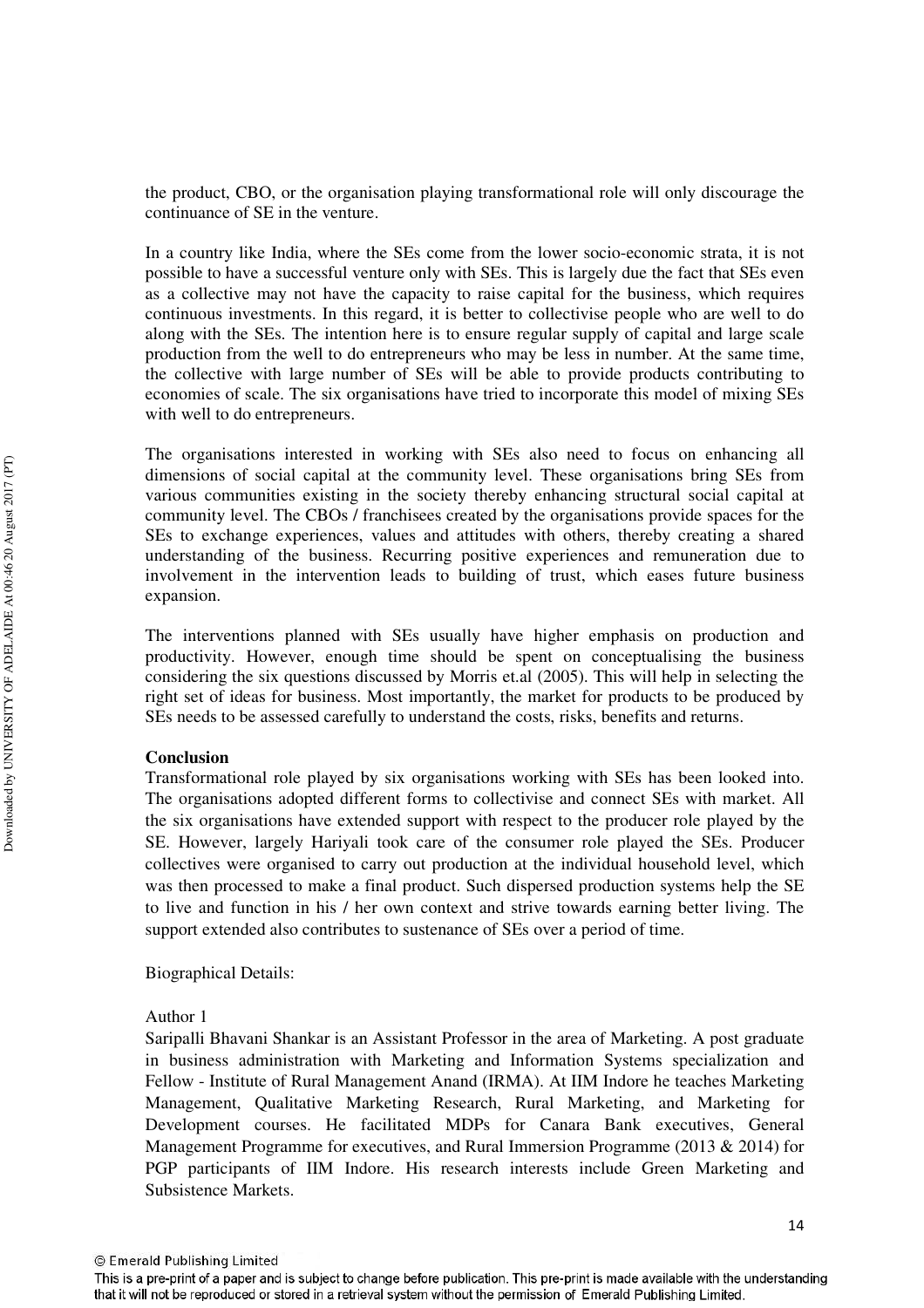the product, CBO, or the organisation playing transformational role will only discourage the continuance of SE in the venture.

In a country like India, where the SEs come from the lower socio-economic strata, it is not possible to have a successful venture only with SEs. This is largely due the fact that SEs even as a collective may not have the capacity to raise capital for the business, which requires continuous investments. In this regard, it is better to collectivise people who are well to do along with the SEs. The intention here is to ensure regular supply of capital and large scale production from the well to do entrepreneurs who may be less in number. At the same time, the collective with large number of SEs will be able to provide products contributing to economies of scale. The six organisations have tried to incorporate this model of mixing SEs with well to do entrepreneurs.

The organisations interested in working with SEs also need to focus on enhancing all dimensions of social capital at the community level. These organisations bring SEs from various communities existing in the society thereby enhancing structural social capital at community level. The CBOs / franchisees created by the organisations provide spaces for the SEs to exchange experiences, values and attitudes with others, thereby creating a shared understanding of the business. Recurring positive experiences and remuneration due to involvement in the intervention leads to building of trust, which eases future business expansion.

The interventions planned with SEs usually have higher emphasis on production and productivity. However, enough time should be spent on conceptualising the business considering the six questions discussed by Morris et.al (2005). This will help in selecting the right set of ideas for business. Most importantly, the market for products to be produced by SEs needs to be assessed carefully to understand the costs, risks, benefits and returns.

**Conclusion**

Transformational role played by six organisations working with SEs has been looked into. The organisations adopted different forms to collectivise and connect SEs with market. All the six organisations have extended support with respect to the producer role played by the SE. However, largely Hariyali took care of the consumer role played the SEs. Producer collectives were organised to carry out production at the individual household level, which was then processed to make a final product. Such dispersed production systems help the SE to live and function in his / her own context and strive towards earning better living. The support extended also contributes to sustenance of SEs over a period of time.

Biographical Details:

Author 1

Saripalli Bhavani Shankar is an Assistant Professor in the area of Marketing. A post graduate in business administration with Marketing and Information Systems specialization and Fellow - Institute of Rural Management Anand (IRMA). At IIM Indore he teaches Marketing Management, Qualitative Marketing Research, Rural Marketing, and Marketing for Development courses. He facilitated MDPs for Canara Bank executives, General Management Programme for executives, and Rural Immersion Programme (2013 & 2014) for PGP participants of IIM Indore. His research interests include Green Marketing and Subsistence Markets.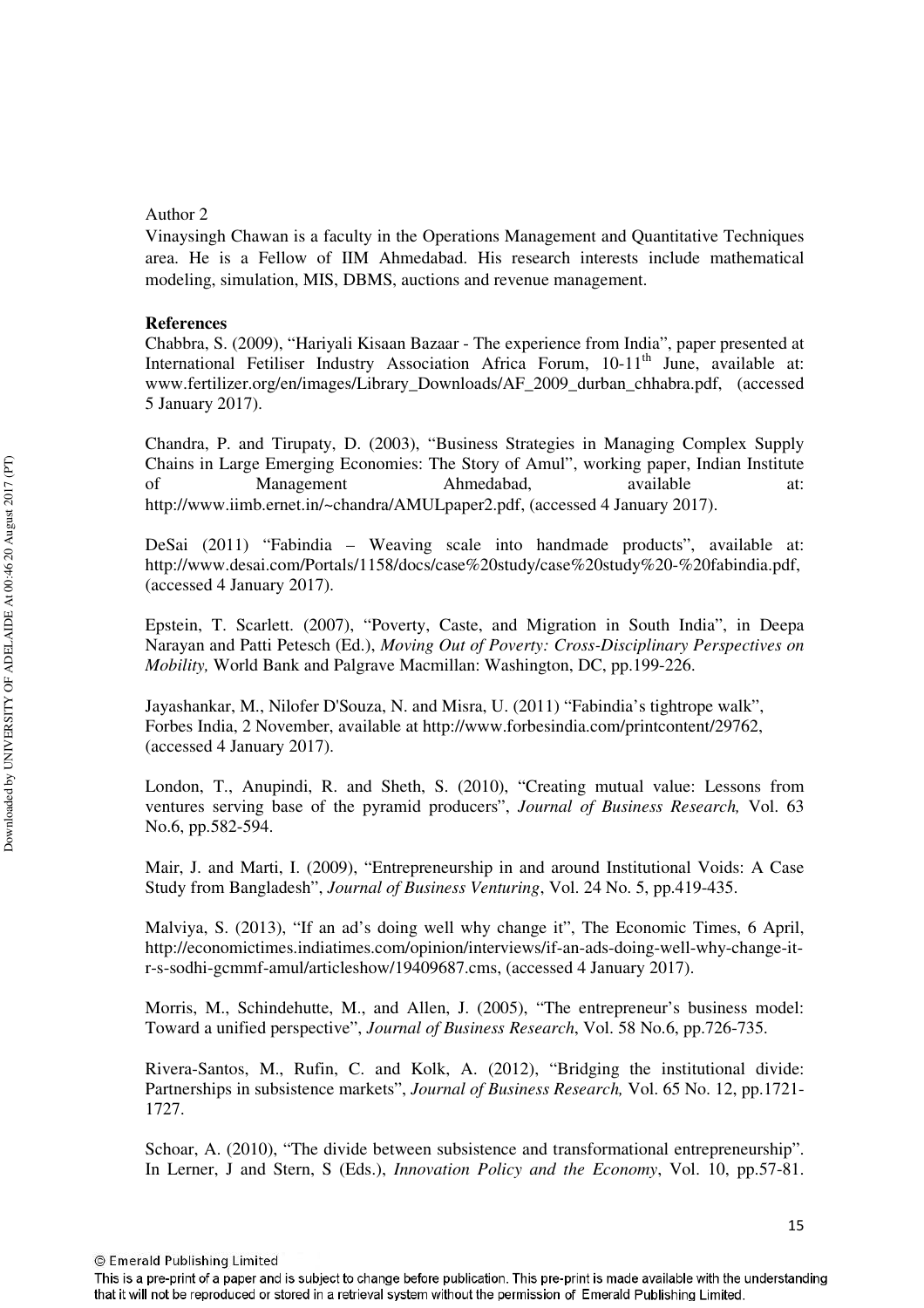Author 2

Vinaysingh Chawan is a faculty in the Operations Management and Quantitative Techniques area. He is a Fellow of IIM Ahmedabad. His research interests include mathematical modeling, simulation, MIS, DBMS, auctions and revenue management.

**References**

Chabbra, S. (2009), "Hariyali Kisaan Bazaar - The experience from India", paper presented at International Fetiliser Industry Association Africa Forum, 10-11[th] June, available at: www.fertilizer.org/en/images/Library_Downloads/AF_2009_durban_chhabra.pdf, (accessed 5 January 2017).

Chandra, P. and Tirupaty, D. (2003), "Business Strategies in Managing Complex Supply Chains in Large Emerging Economies: The Story of Amul", working paper, Indian Institute of Management Ahmedabad, available at: http://www.iimb.ernet.in/~chandra/AMULpaper2.pdf, (accessed 4 January 2017).

DeSai (2011) "Fabindia – Weaving scale into handmade products", available at: http://www.desai.com/Portals/1158/docs/case%20study/case%20study%20-%20fabindia.pdf, (accessed 4 January 2017).

Epstein, T. Scarlett. (2007), "Poverty, Caste, and Migration in South India", in Deepa Narayan and Patti Petesch (Ed.), *Moving Out of Poverty: Cross-Disciplinary Perspectives on Mobility,* World Bank and Palgrave Macmillan: Washington, DC, pp.199-226.

Jayashankar, M., Nilofer D'Souza, N. and Misra, U. (2011) "Fabindia's tightrope walk", Forbes India, 2 November, available at http://www.forbesindia.com/printcontent/29762, (accessed 4 January 2017).

London, T., Anupindi, R. and Sheth, S. (2010), "Creating mutual value: Lessons from ventures serving base of the pyramid producers", *Journal of Business Research,* Vol. 63 No.6, pp.582-594.

Mair, J. and Marti, I. (2009), "Entrepreneurship in and around Institutional Voids: A Case Study from Bangladesh", *Journal of Business Venturing*, Vol. 24 No. 5, pp.419-435.

Malviya, S. (2013), "If an ad's doing well why change it", The Economic Times, 6 April, http://economictimes.indiatimes.com/opinion/interviews/if-an-ads-doing-well-why-change-it-r-s-sodhi-gcmmf-amul/articleshow/19409687.cms, (accessed 4 January 2017).

Morris, M., Schindehutte, M., and Allen, J. (2005), "The entrepreneur's business model: Toward a unified perspective", *Journal of Business Research*, Vol. 58 No.6, pp.726-735.

Rivera-Santos, M., Rufin, C. and Kolk, A. (2012), "Bridging the institutional divide: Partnerships in subsistence markets", *Journal of Business Research,* Vol. 65 No. 12, pp.1721-1727.

Schoar, A. (2010), "The divide between subsistence and transformational entrepreneurship". In Lerner, J and Stern, S (Eds.), *Innovation Policy and the Economy*, Vol. 10, pp.57-81.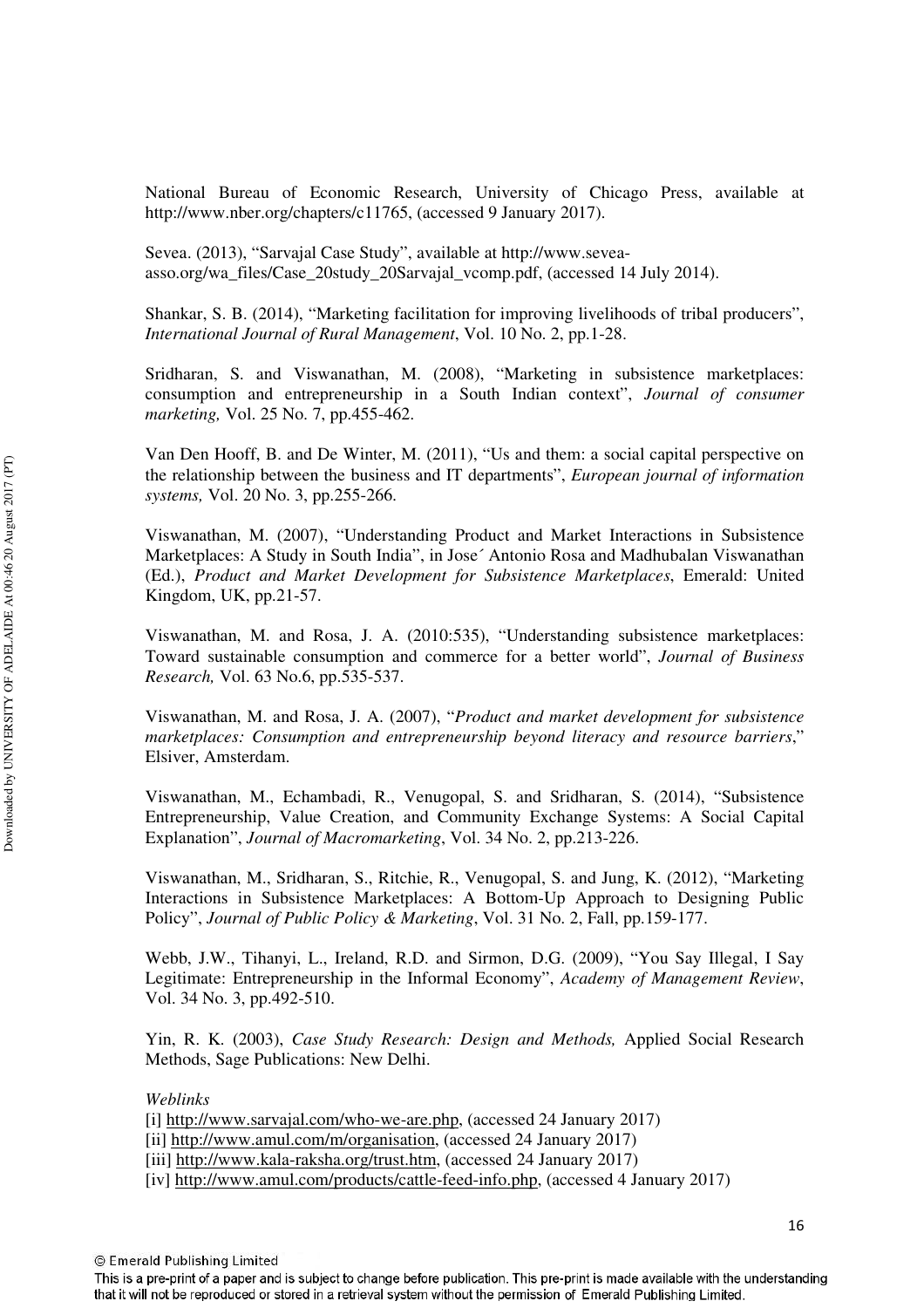National Bureau of Economic Research, University of Chicago Press, available at http://www.nber.org/chapters/c11765, (accessed 9 January 2017).

Sevea. (2013), "Sarvajal Case Study", available at http://www.sevea-asso.org/wa_files/Case_20study_20Sarvajal_vcomp.pdf, (accessed 14 July 2014).

Shankar, S. B. (2014), "Marketing facilitation for improving livelihoods of tribal producers", *International Journal of Rural Management*, Vol. 10 No. 2, pp.1-28.

Sridharan, S. and Viswanathan, M. (2008), "Marketing in subsistence marketplaces: consumption and entrepreneurship in a South Indian context", *Journal of consumer marketing,* Vol. 25 No. 7, pp.455-462.

Van Den Hooff, B. and De Winter, M. (2011), "Us and them: a social capital perspective on the relationship between the business and IT departments", *European journal of information systems,* Vol. 20 No. 3, pp.255-266.

Viswanathan, M. (2007), "Understanding Product and Market Interactions in Subsistence Marketplaces: A Study in South India", in Jose´ Antonio Rosa and Madhubalan Viswanathan (Ed.), *Product and Market Development for Subsistence Marketplaces*, Emerald: United Kingdom, UK, pp.21-57.

Viswanathan, M. and Rosa, J. A. (2010:535), "Understanding subsistence marketplaces: Toward sustainable consumption and commerce for a better world", *Journal of Business Research,* Vol. 63 No.6, pp.535-537.

Viswanathan, M. and Rosa, J. A. (2007), "*Product and market development for subsistence marketplaces: Consumption and entrepreneurship beyond literacy and resource barriers*," Elsiver, Amsterdam.

Viswanathan, M., Echambadi, R., Venugopal, S. and Sridharan, S. (2014), "Subsistence Entrepreneurship, Value Creation, and Community Exchange Systems: A Social Capital Explanation", *Journal of Macromarketing*, Vol. 34 No. 2, pp.213-226.

Viswanathan, M., Sridharan, S., Ritchie, R., Venugopal, S. and Jung, K. (2012), "Marketing Interactions in Subsistence Marketplaces: A Bottom-Up Approach to Designing Public Policy", *Journal of Public Policy & Marketing*, Vol. 31 No. 2, Fall, pp.159-177.

Webb, J.W., Tihanyi, L., Ireland, R.D. and Sirmon, D.G. (2009), "You Say Illegal, I Say Legitimate: Entrepreneurship in the Informal Economy", *Academy of Management Review*, Vol. 34 No. 3, pp.492-510.

Yin, R. K. (2003), *Case Study Research: Design and Methods,* Applied Social Research Methods, Sage Publications: New Delhi.

*Weblinks*

[i] http://www.sarvajal.com/who-we-are.php, (accessed 24 January 2017)
[ii] http://www.amul.com/m/organisation, (accessed 24 January 2017)
[iii] http://www.kala-raksha.org/trust.htm, (accessed 24 January 2017)
[iv] http://www.amul.com/products/cattle-feed-info.php, (accessed 4 January 2017)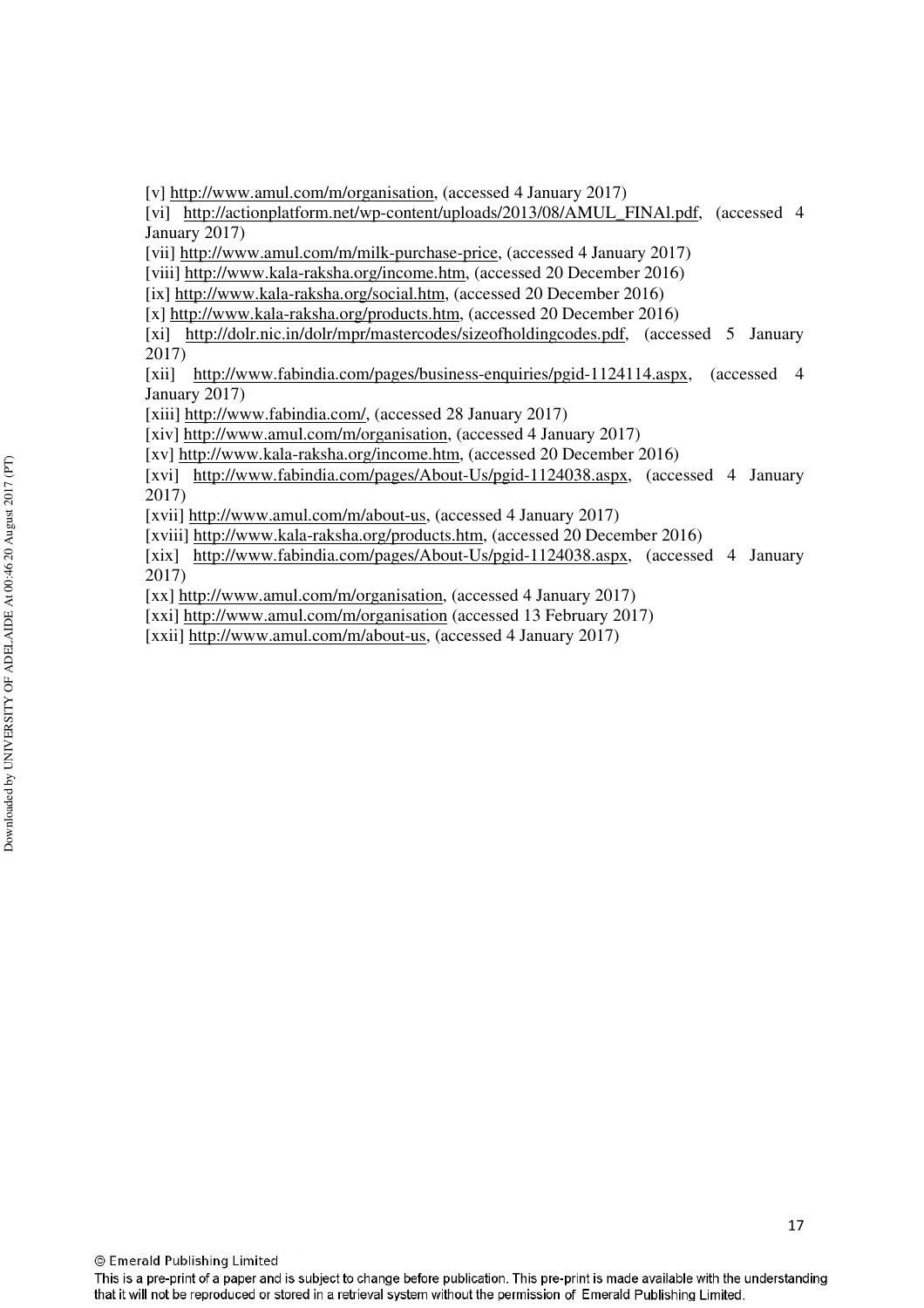[v] http://www.amul.com/m/organisation, (accessed 4 January 2017)

[vi] http://actionplatform.net/wp-content/uploads/2013/08/AMUL_FINAl.pdf, (accessed 4 January 2017)

[vii] http://www.amul.com/m/milk-purchase-price, (accessed 4 January 2017)

[viii] http://www.kala-raksha.org/income.htm, (accessed 20 December 2016)

[ix] http://www.kala-raksha.org/social.htm, (accessed 20 December 2016)

[x] http://www.kala-raksha.org/products.htm, (accessed 20 December 2016)

[xi] http://dolr.nic.in/dolr/mpr/mastercodes/sizeofholdingcodes.pdf, (accessed 5 January 2017)

[xii] http://www.fabindia.com/pages/business-enquiries/pgid-1124114.aspx, (accessed 4 January 2017)

[xiii] http://www.fabindia.com/, (accessed 28 January 2017)

[xiv] http://www.amul.com/m/organisation, (accessed 4 January 2017)

[xv] http://www.kala-raksha.org/income.htm, (accessed 20 December 2016)

[xvi] http://www.fabindia.com/pages/About-Us/pgid-1124038.aspx, (accessed 4 January 2017)

[xvii] http://www.amul.com/m/about-us, (accessed 4 January 2017)

[xviii] http://www.kala-raksha.org/products.htm, (accessed 20 December 2016)

[xix] http://www.fabindia.com/pages/About-Us/pgid-1124038.aspx, (accessed 4 January 2017)

[xx] http://www.amul.com/m/organisation, (accessed 4 January 2017)

[xxi] http://www.amul.com/m/organisation (accessed 13 February 2017)

[xxii] http://www.amul.com/m/about-us, (accessed 4 January 2017)